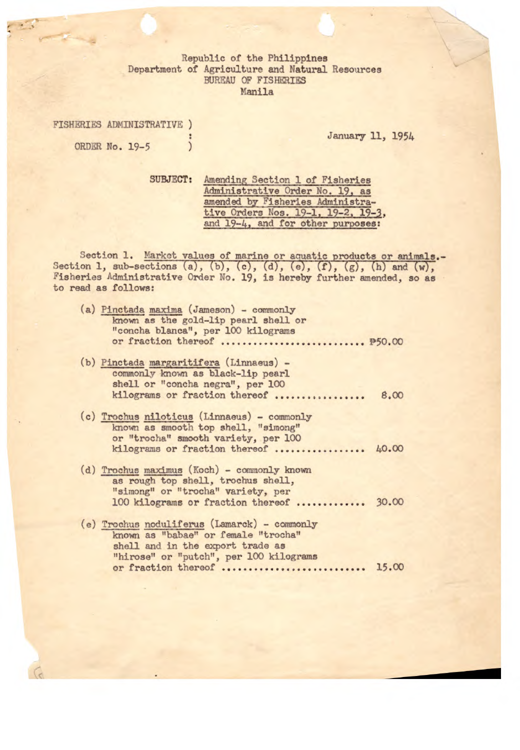Republic of the Philippines
Department of Agriculture and Natural Resources
BUREAU OF FISHERIES
Manila

FISHERIES ADMINISTRATIVE ORDER No. 19-5

January 11, 1954

SUBJECT: Amending Section 1 of Fisheries Administrative Order No. 19, as amended by Fisheries Administrative Orders Nos. 19-1, 19-2, 19-3, and 19-4, and for other purposes:

Section 1. Market values of marine or aquatic products or animals.- Section 1, sub-sections (a), (b), (c), (d), (e), (f), (g), (h) and (w), Fisheries Administrative Order No. 19, is hereby further amended, so as to read as follows:

(a) *Pinctada maxima* (Jameson) - commonly known as the gold-lip pearl shell or "concha blanca", per 100 kilograms or fraction thereof .......................... ₱50.00

(b) *Pinctada margaritifera* (Linnaeus) - commonly known as black-lip pearl shell or "concha negra", per 100 kilograms or fraction thereof ............... 8.00

(c) *Trochus niloticus* (Linnaeus) - commonly known as smooth top shell, "simong" or "trocha" smooth variety, per 100 kilograms or fraction thereof ................ 40.00

(d) *Trochus maximus* (Koch) - commonly known as rough top shell, trochus shell, "simong" or "trocha" variety, per 100 kilograms or fraction thereof ............ 30.00

(e) *Trochus noduliferus* (Lamarck) - commonly known as "babae" or female "trocha" shell and in the export trade as "hirose" or "putch", per 100 kilograms or fraction thereof .......................... 15.00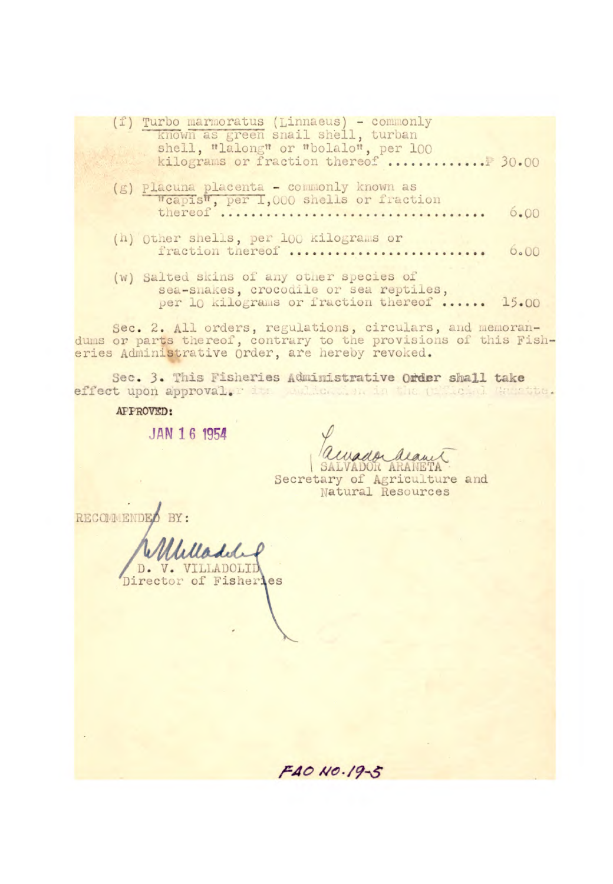(f) Turbo marmoratus (Linnaeus) - commonly known as green snail shell, turban shell, "lalong" or "bolalo", per 100 kilograms or fraction thereof ............₱ 30.00

(g) Placuna placenta - commonly known as "capis", per 1,000 shells or fraction thereof .................................. 6.00

(h) Other shells, per 100 kilograms or fraction thereof ........................ 6.00

(w) Salted skins of any other species of sea-snakes, crocodile or sea reptiles, per 10 kilograms or fraction thereof ...... 15.00

Sec. 2. All orders, regulations, circulars, and memorandums or parts thereof, contrary to the provisions of this Fisheries Administrative Order, are hereby revoked.

Sec. 3. This Fisheries Administrative Order shall take effect upon approval. ~~its publication in the Official Gazette.~~

APPROVED:

JAN 16 1954

SALVADOR ARANETA
Secretary of Agriculture and Natural Resources

RECOMMENDED BY:

D. V. VILLADOLID
Director of Fisheries

FAO NO. 19-5